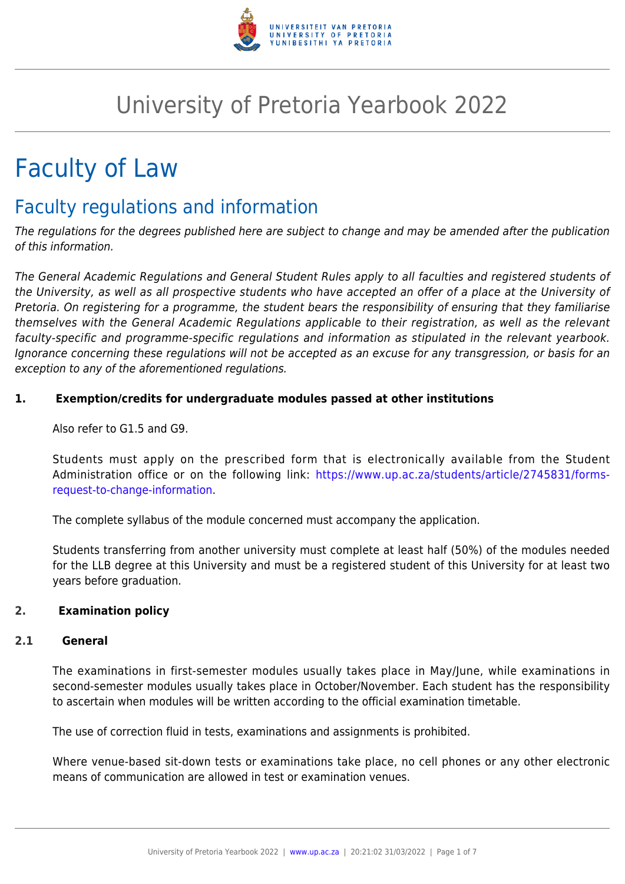# University of Pretoria Yearbook 2022

# Faculty of Law

## Faculty regulations and information

*The regulations for the degrees published here are subject to change and may be amended after the publication of this information.*

*The General Academic Regulations and General Student Rules apply to all faculties and registered students of the University, as well as all prospective students who have accepted an offer of a place at the University of Pretoria. On registering for a programme, the student bears the responsibility of ensuring that they familiarise themselves with the General Academic Regulations applicable to their registration, as well as the relevant faculty-specific and programme-specific regulations and information as stipulated in the relevant yearbook. Ignorance concerning these regulations will not be accepted as an excuse for any transgression, or basis for an exception to any of the aforementioned regulations.*

### 1. Exemption/credits for undergraduate modules passed at other institutions

Also refer to G1.5 and G9.

Students must apply on the prescribed form that is electronically available from the Student Administration office or on the following link: https://www.up.ac.za/students/article/2745831/forms-request-to-change-information.

The complete syllabus of the module concerned must accompany the application.

Students transferring from another university must complete at least half (50%) of the modules needed for the LLB degree at this University and must be a registered student of this University for at least two years before graduation.

### 2. Examination policy

#### 2.1 General

The examinations in first-semester modules usually takes place in May/June, while examinations in second-semester modules usually takes place in October/November. Each student has the responsibility to ascertain when modules will be written according to the official examination timetable.

The use of correction fluid in tests, examinations and assignments is prohibited.

Where venue-based sit-down tests or examinations take place, no cell phones or any other electronic means of communication are allowed in test or examination venues.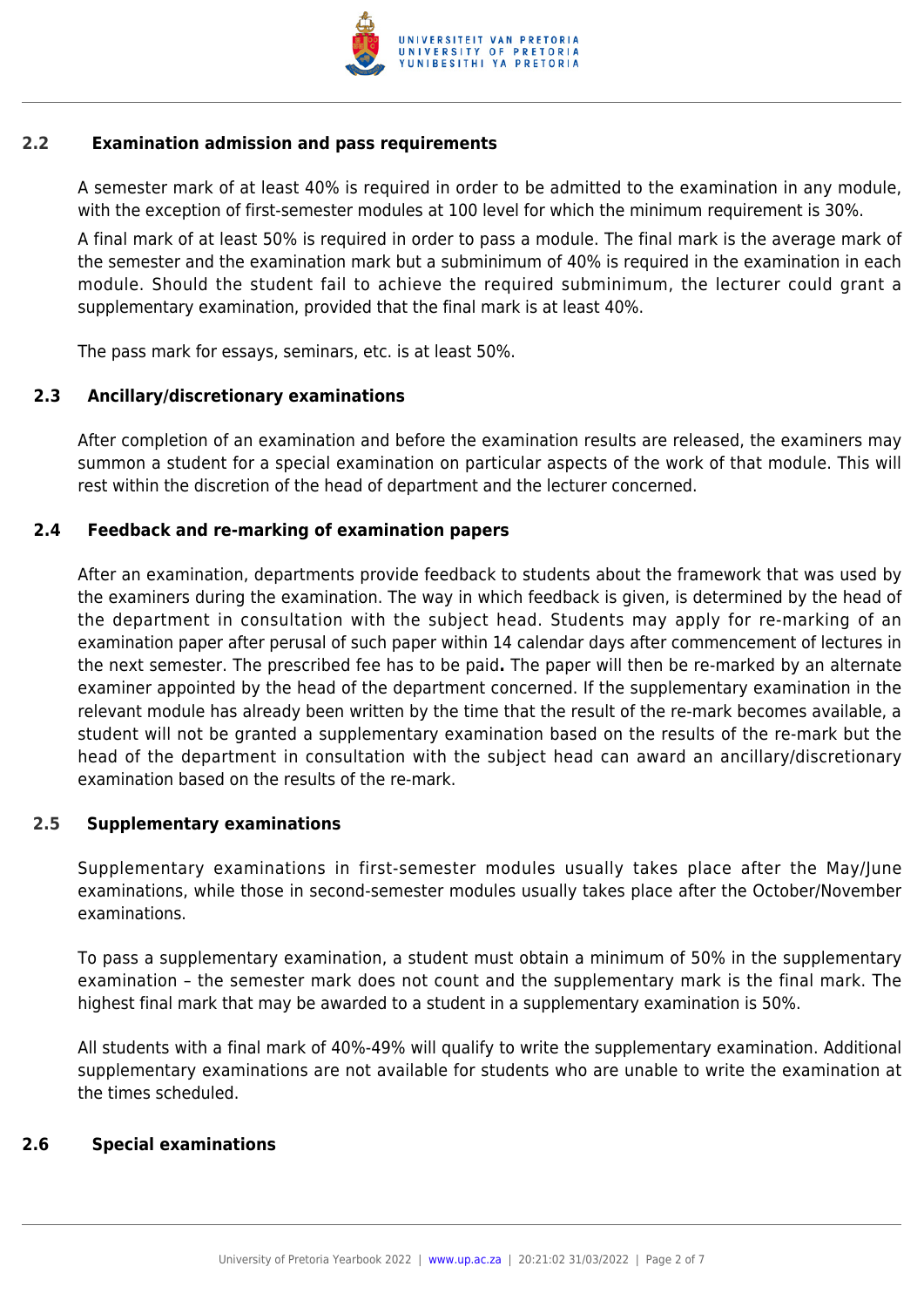## 2.2 Examination admission and pass requirements

A semester mark of at least 40% is required in order to be admitted to the examination in any module, with the exception of first-semester modules at 100 level for which the minimum requirement is 30%.

A final mark of at least 50% is required in order to pass a module. The final mark is the average mark of the semester and the examination mark but a subminimum of 40% is required in the examination in each module. Should the student fail to achieve the required subminimum, the lecturer could grant a supplementary examination, provided that the final mark is at least 40%.

The pass mark for essays, seminars, etc. is at least 50%.

## 2.3 Ancillary/discretionary examinations

After completion of an examination and before the examination results are released, the examiners may summon a student for a special examination on particular aspects of the work of that module. This will rest within the discretion of the head of department and the lecturer concerned.

## 2.4 Feedback and re-marking of examination papers

After an examination, departments provide feedback to students about the framework that was used by the examiners during the examination. The way in which feedback is given, is determined by the head of the department in consultation with the subject head. Students may apply for re-marking of an examination paper after perusal of such paper within 14 calendar days after commencement of lectures in the next semester. The prescribed fee has to be paid**.** The paper will then be re-marked by an alternate examiner appointed by the head of the department concerned. If the supplementary examination in the relevant module has already been written by the time that the result of the re-mark becomes available, a student will not be granted a supplementary examination based on the results of the re-mark but the head of the department in consultation with the subject head can award an ancillary/discretionary examination based on the results of the re-mark.

## 2.5 Supplementary examinations

Supplementary examinations in first-semester modules usually takes place after the May/June examinations, while those in second-semester modules usually takes place after the October/November examinations.

To pass a supplementary examination, a student must obtain a minimum of 50% in the supplementary examination – the semester mark does not count and the supplementary mark is the final mark. The highest final mark that may be awarded to a student in a supplementary examination is 50%.

All students with a final mark of 40%-49% will qualify to write the supplementary examination. Additional supplementary examinations are not available for students who are unable to write the examination at the times scheduled.

## 2.6 Special examinations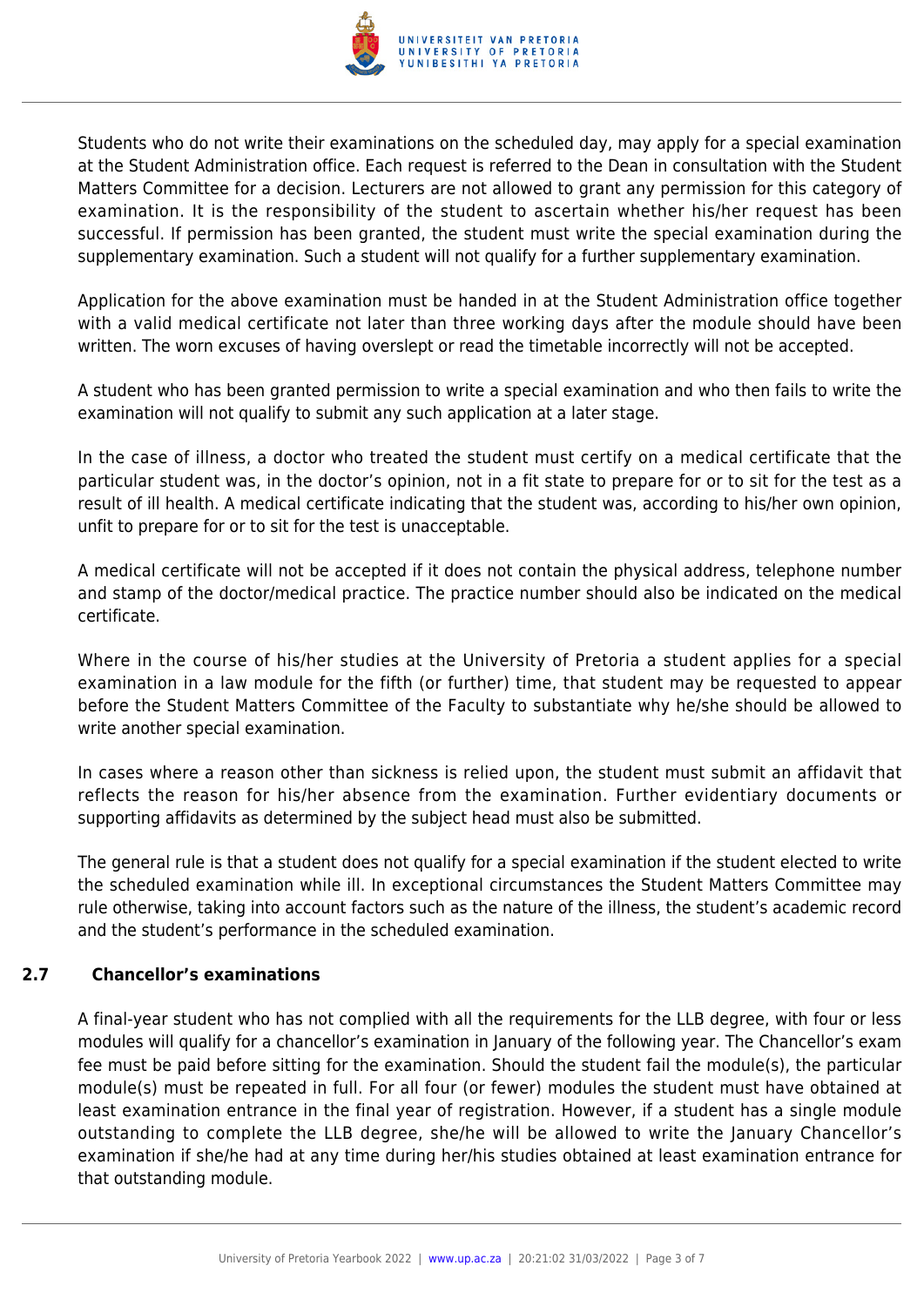Students who do not write their examinations on the scheduled day, may apply for a special examination at the Student Administration office. Each request is referred to the Dean in consultation with the Student Matters Committee for a decision. Lecturers are not allowed to grant any permission for this category of examination. It is the responsibility of the student to ascertain whether his/her request has been successful. If permission has been granted, the student must write the special examination during the supplementary examination. Such a student will not qualify for a further supplementary examination.

Application for the above examination must be handed in at the Student Administration office together with a valid medical certificate not later than three working days after the module should have been written. The worn excuses of having overslept or read the timetable incorrectly will not be accepted.

A student who has been granted permission to write a special examination and who then fails to write the examination will not qualify to submit any such application at a later stage.

In the case of illness, a doctor who treated the student must certify on a medical certificate that the particular student was, in the doctor's opinion, not in a fit state to prepare for or to sit for the test as a result of ill health. A medical certificate indicating that the student was, according to his/her own opinion, unfit to prepare for or to sit for the test is unacceptable.

A medical certificate will not be accepted if it does not contain the physical address, telephone number and stamp of the doctor/medical practice. The practice number should also be indicated on the medical certificate.

Where in the course of his/her studies at the University of Pretoria a student applies for a special examination in a law module for the fifth (or further) time, that student may be requested to appear before the Student Matters Committee of the Faculty to substantiate why he/she should be allowed to write another special examination.

In cases where a reason other than sickness is relied upon, the student must submit an affidavit that reflects the reason for his/her absence from the examination. Further evidentiary documents or supporting affidavits as determined by the subject head must also be submitted.

The general rule is that a student does not qualify for a special examination if the student elected to write the scheduled examination while ill. In exceptional circumstances the Student Matters Committee may rule otherwise, taking into account factors such as the nature of the illness, the student's academic record and the student's performance in the scheduled examination.

### 2.7 Chancellor's examinations

A final-year student who has not complied with all the requirements for the LLB degree, with four or less modules will qualify for a chancellor's examination in January of the following year. The Chancellor's exam fee must be paid before sitting for the examination. Should the student fail the module(s), the particular module(s) must be repeated in full. For all four (or fewer) modules the student must have obtained at least examination entrance in the final year of registration. However, if a student has a single module outstanding to complete the LLB degree, she/he will be allowed to write the January Chancellor's examination if she/he had at any time during her/his studies obtained at least examination entrance for that outstanding module.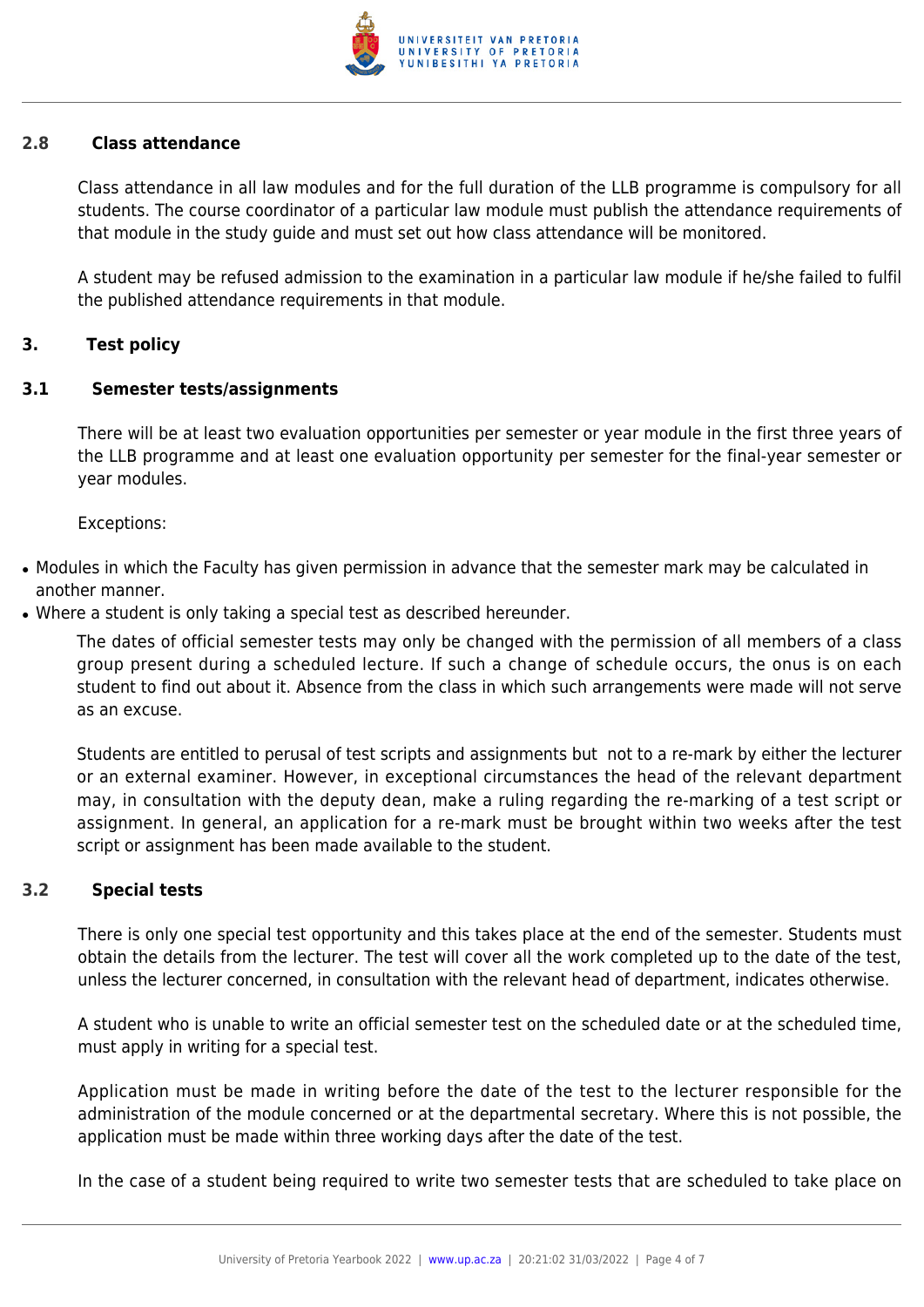### 2.8 Class attendance

Class attendance in all law modules and for the full duration of the LLB programme is compulsory for all students. The course coordinator of a particular law module must publish the attendance requirements of that module in the study guide and must set out how class attendance will be monitored.

A student may be refused admission to the examination in a particular law module if he/she failed to fulfil the published attendance requirements in that module.

## 3. Test policy

### 3.1 Semester tests/assignments

There will be at least two evaluation opportunities per semester or year module in the first three years of the LLB programme and at least one evaluation opportunity per semester for the final-year semester or year modules.

Exceptions:

- Modules in which the Faculty has given permission in advance that the semester mark may be calculated in another manner.
- Where a student is only taking a special test as described hereunder.

The dates of official semester tests may only be changed with the permission of all members of a class group present during a scheduled lecture. If such a change of schedule occurs, the onus is on each student to find out about it. Absence from the class in which such arrangements were made will not serve as an excuse.

Students are entitled to perusal of test scripts and assignments but not to a re-mark by either the lecturer or an external examiner. However, in exceptional circumstances the head of the relevant department may, in consultation with the deputy dean, make a ruling regarding the re-marking of a test script or assignment. In general, an application for a re-mark must be brought within two weeks after the test script or assignment has been made available to the student.

### 3.2 Special tests

There is only one special test opportunity and this takes place at the end of the semester. Students must obtain the details from the lecturer. The test will cover all the work completed up to the date of the test, unless the lecturer concerned, in consultation with the relevant head of department, indicates otherwise.

A student who is unable to write an official semester test on the scheduled date or at the scheduled time, must apply in writing for a special test.

Application must be made in writing before the date of the test to the lecturer responsible for the administration of the module concerned or at the departmental secretary. Where this is not possible, the application must be made within three working days after the date of the test.

In the case of a student being required to write two semester tests that are scheduled to take place on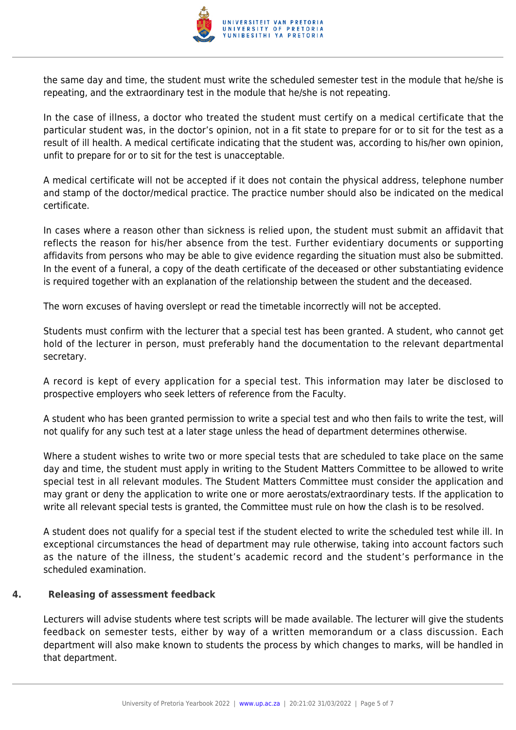the same day and time, the student must write the scheduled semester test in the module that he/she is repeating, and the extraordinary test in the module that he/she is not repeating.

In the case of illness, a doctor who treated the student must certify on a medical certificate that the particular student was, in the doctor's opinion, not in a fit state to prepare for or to sit for the test as a result of ill health. A medical certificate indicating that the student was, according to his/her own opinion, unfit to prepare for or to sit for the test is unacceptable.

A medical certificate will not be accepted if it does not contain the physical address, telephone number and stamp of the doctor/medical practice. The practice number should also be indicated on the medical certificate.

In cases where a reason other than sickness is relied upon, the student must submit an affidavit that reflects the reason for his/her absence from the test. Further evidentiary documents or supporting affidavits from persons who may be able to give evidence regarding the situation must also be submitted. In the event of a funeral, a copy of the death certificate of the deceased or other substantiating evidence is required together with an explanation of the relationship between the student and the deceased.

The worn excuses of having overslept or read the timetable incorrectly will not be accepted.

Students must confirm with the lecturer that a special test has been granted. A student, who cannot get hold of the lecturer in person, must preferably hand the documentation to the relevant departmental secretary.

A record is kept of every application for a special test. This information may later be disclosed to prospective employers who seek letters of reference from the Faculty.

A student who has been granted permission to write a special test and who then fails to write the test, will not qualify for any such test at a later stage unless the head of department determines otherwise.

Where a student wishes to write two or more special tests that are scheduled to take place on the same day and time, the student must apply in writing to the Student Matters Committee to be allowed to write special test in all relevant modules. The Student Matters Committee must consider the application and may grant or deny the application to write one or more aerostats/extraordinary tests. If the application to write all relevant special tests is granted, the Committee must rule on how the clash is to be resolved.

A student does not qualify for a special test if the student elected to write the scheduled test while ill. In exceptional circumstances the head of department may rule otherwise, taking into account factors such as the nature of the illness, the student's academic record and the student's performance in the scheduled examination.

## 4. Releasing of assessment feedback

Lecturers will advise students where test scripts will be made available. The lecturer will give the students feedback on semester tests, either by way of a written memorandum or a class discussion. Each department will also make known to students the process by which changes to marks, will be handled in that department.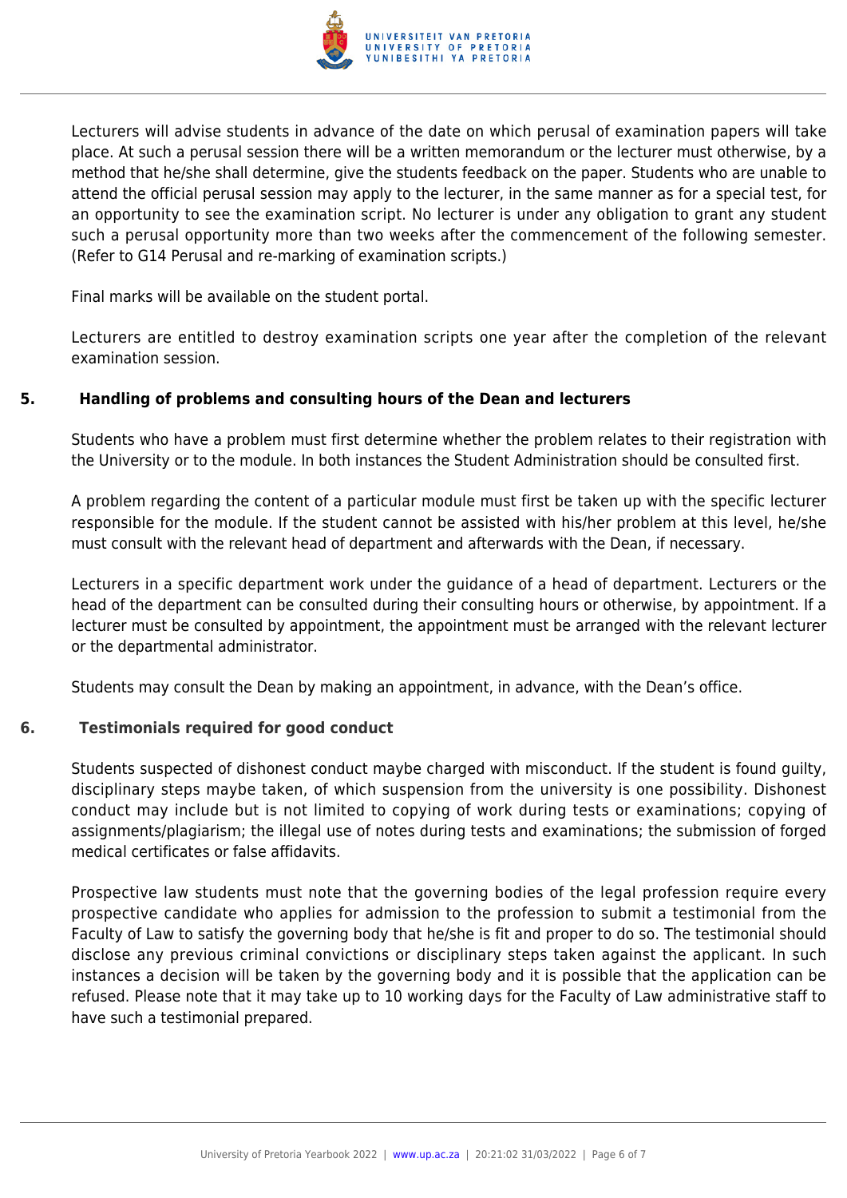Lecturers will advise students in advance of the date on which perusal of examination papers will take place. At such a perusal session there will be a written memorandum or the lecturer must otherwise, by a method that he/she shall determine, give the students feedback on the paper. Students who are unable to attend the official perusal session may apply to the lecturer, in the same manner as for a special test, for an opportunity to see the examination script. No lecturer is under any obligation to grant any student such a perusal opportunity more than two weeks after the commencement of the following semester. (Refer to G14 Perusal and re-marking of examination scripts.)

Final marks will be available on the student portal.

Lecturers are entitled to destroy examination scripts one year after the completion of the relevant examination session.

## 5. Handling of problems and consulting hours of the Dean and lecturers

Students who have a problem must first determine whether the problem relates to their registration with the University or to the module. In both instances the Student Administration should be consulted first.

A problem regarding the content of a particular module must first be taken up with the specific lecturer responsible for the module. If the student cannot be assisted with his/her problem at this level, he/she must consult with the relevant head of department and afterwards with the Dean, if necessary.

Lecturers in a specific department work under the guidance of a head of department. Lecturers or the head of the department can be consulted during their consulting hours or otherwise, by appointment. If a lecturer must be consulted by appointment, the appointment must be arranged with the relevant lecturer or the departmental administrator.

Students may consult the Dean by making an appointment, in advance, with the Dean's office.

## 6. Testimonials required for good conduct

Students suspected of dishonest conduct maybe charged with misconduct. If the student is found guilty, disciplinary steps maybe taken, of which suspension from the university is one possibility. Dishonest conduct may include but is not limited to copying of work during tests or examinations; copying of assignments/plagiarism; the illegal use of notes during tests and examinations; the submission of forged medical certificates or false affidavits.

Prospective law students must note that the governing bodies of the legal profession require every prospective candidate who applies for admission to the profession to submit a testimonial from the Faculty of Law to satisfy the governing body that he/she is fit and proper to do so. The testimonial should disclose any previous criminal convictions or disciplinary steps taken against the applicant. In such instances a decision will be taken by the governing body and it is possible that the application can be refused. Please note that it may take up to 10 working days for the Faculty of Law administrative staff to have such a testimonial prepared.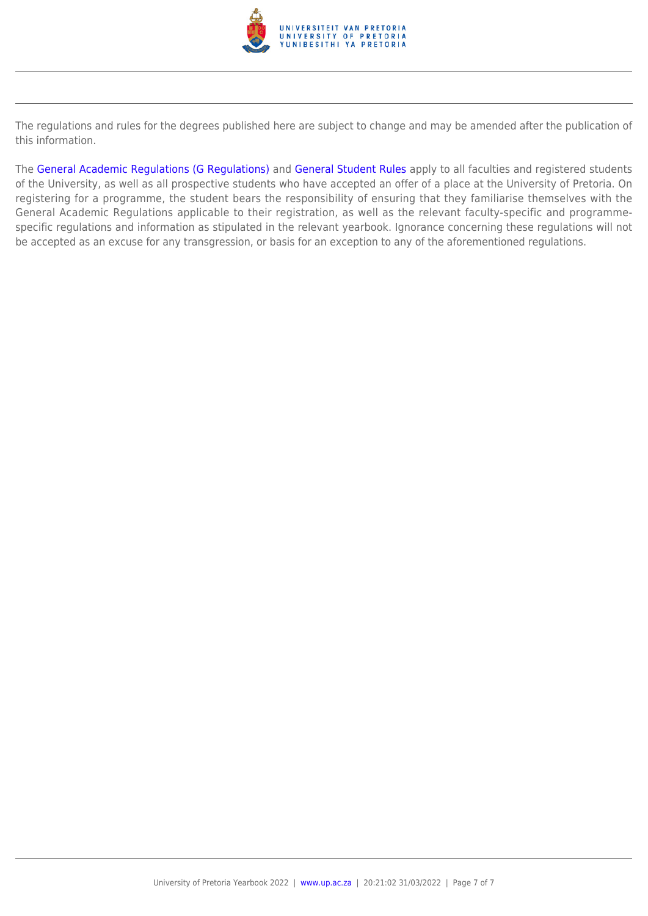The regulations and rules for the degrees published here are subject to change and may be amended after the publication of this information.

The General Academic Regulations (G Regulations) and General Student Rules apply to all faculties and registered students of the University, as well as all prospective students who have accepted an offer of a place at the University of Pretoria. On registering for a programme, the student bears the responsibility of ensuring that they familiarise themselves with the General Academic Regulations applicable to their registration, as well as the relevant faculty-specific and programme-specific regulations and information as stipulated in the relevant yearbook. Ignorance concerning these regulations will not be accepted as an excuse for any transgression, or basis for an exception to any of the aforementioned regulations.